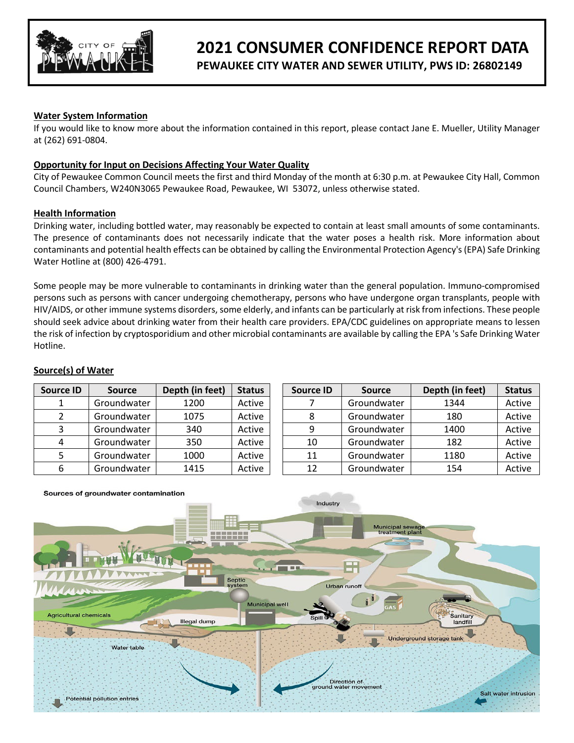# 2021 CONSUMER CONFIDENCE REPORT DATA

**PEWAUKEE CITY WATER AND SEWER UTILITY, PWS ID: 26802149**

## Water System Information

If you would like to know more about the information contained in this report, please contact Jane E. Mueller, Utility Manager at (262) 691-0804.

## Opportunity for Input on Decisions Affecting Your Water Quality

City of Pewaukee Common Council meets the first and third Monday of the month at 6:30 p.m. at Pewaukee City Hall, Common Council Chambers, W240N3065 Pewaukee Road, Pewaukee, WI 53072, unless otherwise stated.

## Health Information

Drinking water, including bottled water, may reasonably be expected to contain at least small amounts of some contaminants. The presence of contaminants does not necessarily indicate that the water poses a health risk. More information about contaminants and potential health effects can be obtained by calling the Environmental Protection Agency's (EPA) Safe Drinking Water Hotline at (800) 426-4791.

Some people may be more vulnerable to contaminants in drinking water than the general population. Immuno-compromised persons such as persons with cancer undergoing chemotherapy, persons who have undergone organ transplants, people with HIV/AIDS, or other immune systems disorders, some elderly, and infants can be particularly at risk from infections. These people should seek advice about drinking water from their health care providers. EPA/CDC guidelines on appropriate means to lessen the risk of infection by cryptosporidium and other microbial contaminants are available by calling the EPA 's Safe Drinking Water Hotline.

## Source(s) of Water

| Source ID | Source | Depth (in feet) | Status |
|---|---|---|---|
| 1 | Groundwater | 1200 | Active |
| 2 | Groundwater | 1075 | Active |
| 3 | Groundwater | 340 | Active |
| 4 | Groundwater | 350 | Active |
| 5 | Groundwater | 1000 | Active |
| 6 | Groundwater | 1415 | Active |
| 7 | Groundwater | 1344 | Active |
| 8 | Groundwater | 180 | Active |
| 9 | Groundwater | 1400 | Active |
| 10 | Groundwater | 182 | Active |
| 11 | Groundwater | 1180 | Active |
| 12 | Groundwater | 154 | Active |

Sources of groundwater contamination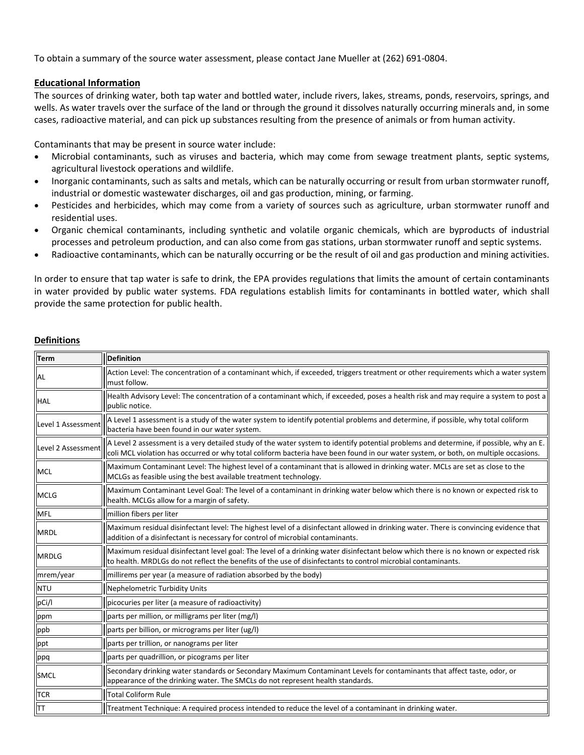To obtain a summary of the source water assessment, please contact Jane Mueller at (262) 691-0804.

## Educational Information

The sources of drinking water, both tap water and bottled water, include rivers, lakes, streams, ponds, reservoirs, springs, and wells. As water travels over the surface of the land or through the ground it dissolves naturally occurring minerals and, in some cases, radioactive material, and can pick up substances resulting from the presence of animals or from human activity.

Contaminants that may be present in source water include:

- Microbial contaminants, such as viruses and bacteria, which may come from sewage treatment plants, septic systems, agricultural livestock operations and wildlife.
- Inorganic contaminants, such as salts and metals, which can be naturally occurring or result from urban stormwater runoff, industrial or domestic wastewater discharges, oil and gas production, mining, or farming.
- Pesticides and herbicides, which may come from a variety of sources such as agriculture, urban stormwater runoff and residential uses.
- Organic chemical contaminants, including synthetic and volatile organic chemicals, which are byproducts of industrial processes and petroleum production, and can also come from gas stations, urban stormwater runoff and septic systems.
- Radioactive contaminants, which can be naturally occurring or be the result of oil and gas production and mining activities.

In order to ensure that tap water is safe to drink, the EPA provides regulations that limits the amount of certain contaminants in water provided by public water systems. FDA regulations establish limits for contaminants in bottled water, which shall provide the same protection for public health.

## Definitions

| Term | Definition |
|---|---|
| AL | Action Level: The concentration of a contaminant which, if exceeded, triggers treatment or other requirements which a water system must follow. |
| HAL | Health Advisory Level: The concentration of a contaminant which, if exceeded, poses a health risk and may require a system to post a public notice. |
| Level 1 Assessment | A Level 1 assessment is a study of the water system to identify potential problems and determine, if possible, why total coliform bacteria have been found in our water system. |
| Level 2 Assessment | A Level 2 assessment is a very detailed study of the water system to identify potential problems and determine, if possible, why an E. coli MCL violation has occurred or why total coliform bacteria have been found in our water system, or both, on multiple occasions. |
| MCL | Maximum Contaminant Level: The highest level of a contaminant that is allowed in drinking water. MCLs are set as close to the MCLGs as feasible using the best available treatment technology. |
| MCLG | Maximum Contaminant Level Goal: The level of a contaminant in drinking water below which there is no known or expected risk to health. MCLGs allow for a margin of safety. |
| MFL | million fibers per liter |
| MRDL | Maximum residual disinfectant level: The highest level of a disinfectant allowed in drinking water. There is convincing evidence that addition of a disinfectant is necessary for control of microbial contaminants. |
| MRDLG | Maximum residual disinfectant level goal: The level of a drinking water disinfectant below which there is no known or expected risk to health. MRDLGs do not reflect the benefits of the use of disinfectants to control microbial contaminants. |
| mrem/year | millirems per year (a measure of radiation absorbed by the body) |
| NTU | Nephelometric Turbidity Units |
| pCi/l | picocuries per liter (a measure of radioactivity) |
| ppm | parts per million, or milligrams per liter (mg/l) |
| ppb | parts per billion, or micrograms per liter (ug/l) |
| ppt | parts per trillion, or nanograms per liter |
| ppq | parts per quadrillion, or picograms per liter |
| SMCL | Secondary drinking water standards or Secondary Maximum Contaminant Levels for contaminants that affect taste, odor, or appearance of the drinking water. The SMCLs do not represent health standards. |
| TCR | Total Coliform Rule |
| TT | Treatment Technique: A required process intended to reduce the level of a contaminant in drinking water. |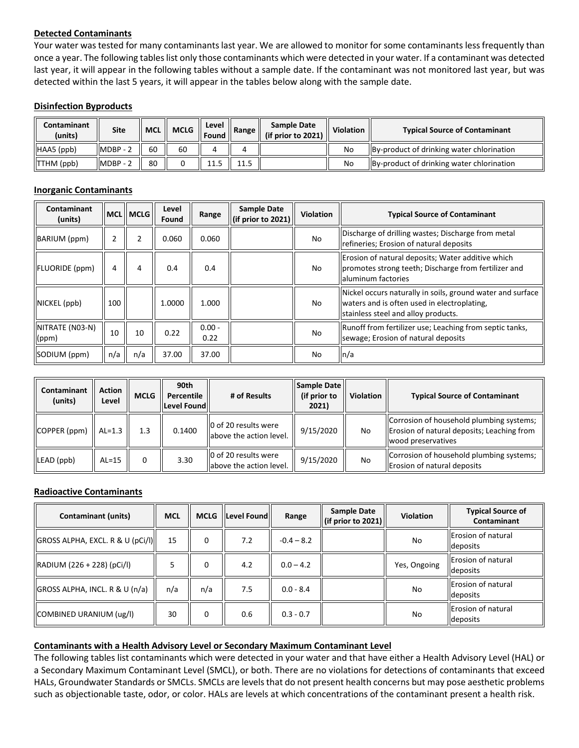**Detected Contaminants**

Your water was tested for many contaminants last year. We are allowed to monitor for some contaminants less frequently than once a year. The following tables list only those contaminants which were detected in your water. If a contaminant was detected last year, it will appear in the following tables without a sample date. If the contaminant was not monitored last year, but was detected within the last 5 years, it will appear in the tables below along with the sample date.

**Disinfection Byproducts**

| Contaminant (units) | Site | MCL | MCLG | Level Found | Range | Sample Date (if prior to 2021) | Violation | Typical Source of Contaminant |
|---|---|---|---|---|---|---|---|---|
| HAA5 (ppb) | MDBP - 2 | 60 | 60 | 4 | 4 | | No | By-product of drinking water chlorination |
| TTHM (ppb) | MDBP - 2 | 80 | 0 | 11.5 | 11.5 | | No | By-product of drinking water chlorination |

**Inorganic Contaminants**

| Contaminant (units) | MCL | MCLG | Level Found | Range | Sample Date (if prior to 2021) | Violation | Typical Source of Contaminant |
|---|---|---|---|---|---|---|---|
| BARIUM (ppm) | 2 | 2 | 0.060 | 0.060 | | No | Discharge of drilling wastes; Discharge from metal refineries; Erosion of natural deposits |
| FLUORIDE (ppm) | 4 | 4 | 0.4 | 0.4 | | No | Erosion of natural deposits; Water additive which promotes strong teeth; Discharge from fertilizer and aluminum factories |
| NICKEL (ppb) | 100 | | 1.0000 | 1.000 | | No | Nickel occurs naturally in soils, ground water and surface waters and is often used in electroplating, stainless steel and alloy products. |
| NITRATE (N03-N) (ppm) | 10 | 10 | 0.22 | 0.00 - 0.22 | | No | Runoff from fertilizer use; Leaching from septic tanks, sewage; Erosion of natural deposits |
| SODIUM (ppm) | n/a | n/a | 37.00 | 37.00 | | No | n/a |

| Contaminant (units) | Action Level | MCLG | 90th Percentile Level Found | # of Results | Sample Date (if prior to 2021) | Violation | Typical Source of Contaminant |
|---|---|---|---|---|---|---|---|
| COPPER (ppm) | AL=1.3 | 1.3 | 0.1400 | 0 of 20 results were above the action level. | 9/15/2020 | No | Corrosion of household plumbing systems; Erosion of natural deposits; Leaching from wood preservatives |
| LEAD (ppb) | AL=15 | 0 | 3.30 | 0 of 20 results were above the action level. | 9/15/2020 | No | Corrosion of household plumbing systems; Erosion of natural deposits |

**Radioactive Contaminants**

| Contaminant (units) | MCL | MCLG | Level Found | Range | Sample Date (if prior to 2021) | Violation | Typical Source of Contaminant |
|---|---|---|---|---|---|---|---|
| GROSS ALPHA, EXCL. R & U (pCi/l) | 15 | 0 | 7.2 | -0.4 – 8.2 | | No | Erosion of natural deposits |
| RADIUM (226 + 228) (pCi/l) | 5 | 0 | 4.2 | 0.0 – 4.2 | | Yes, Ongoing | Erosion of natural deposits |
| GROSS ALPHA, INCL. R & U (n/a) | n/a | n/a | 7.5 | 0.0 - 8.4 | | No | Erosion of natural deposits |
| COMBINED URANIUM (ug/l) | 30 | 0 | 0.6 | 0.3 - 0.7 | | No | Erosion of natural deposits |

**Contaminants with a Health Advisory Level or Secondary Maximum Contaminant Level**

The following tables list contaminants which were detected in your water and that have either a Health Advisory Level (HAL) or a Secondary Maximum Contaminant Level (SMCL), or both. There are no violations for detections of contaminants that exceed HALs, Groundwater Standards or SMCLs. SMCLs are levels that do not present health concerns but may pose aesthetic problems such as objectionable taste, odor, or color. HALs are levels at which concentrations of the contaminant present a health risk.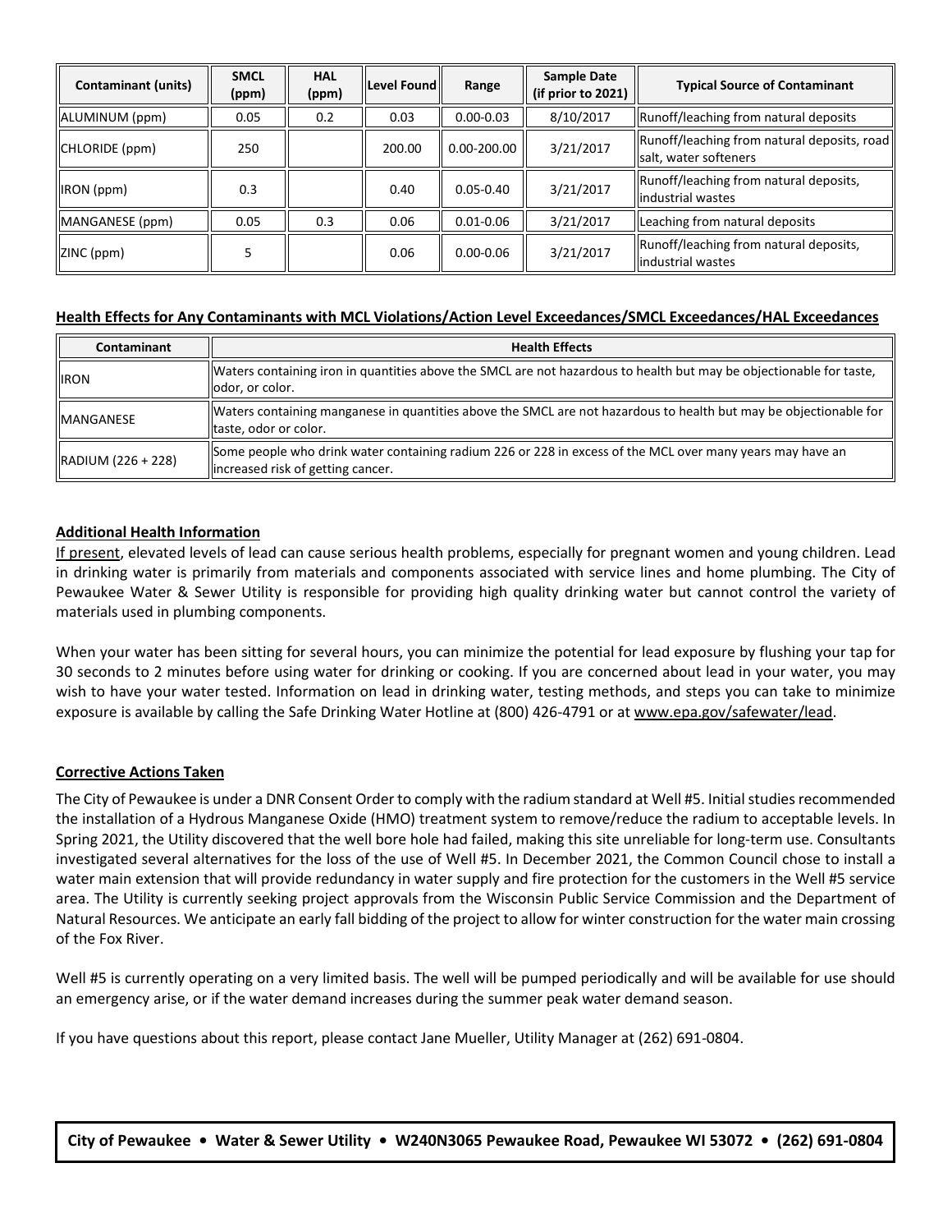| Contaminant (units) | SMCL (ppm) | HAL (ppm) | Level Found | Range | Sample Date (if prior to 2021) | Typical Source of Contaminant |
|---|---|---|---|---|---|---|
| ALUMINUM (ppm) | 0.05 | 0.2 | 0.03 | 0.00-0.03 | 8/10/2017 | Runoff/leaching from natural deposits |
| CHLORIDE (ppm) | 250 | | 200.00 | 0.00-200.00 | 3/21/2017 | Runoff/leaching from natural deposits, road salt, water softeners |
| IRON (ppm) | 0.3 | | 0.40 | 0.05-0.40 | 3/21/2017 | Runoff/leaching from natural deposits, industrial wastes |
| MANGANESE (ppm) | 0.05 | 0.3 | 0.06 | 0.01-0.06 | 3/21/2017 | Leaching from natural deposits |
| ZINC (ppm) | 5 | | 0.06 | 0.00-0.06 | 3/21/2017 | Runoff/leaching from natural deposits, industrial wastes |

**Health Effects for Any Contaminants with MCL Violations/Action Level Exceedances/SMCL Exceedances/HAL Exceedances**

| Contaminant | Health Effects |
|---|---|
| IRON | Waters containing iron in quantities above the SMCL are not hazardous to health but may be objectionable for taste, odor, or color. |
| MANGANESE | Waters containing manganese in quantities above the SMCL are not hazardous to health but may be objectionable for taste, odor or color. |
| RADIUM (226 + 228) | Some people who drink water containing radium 226 or 228 in excess of the MCL over many years may have an increased risk of getting cancer. |

**Additional Health Information**

If present, elevated levels of lead can cause serious health problems, especially for pregnant women and young children. Lead in drinking water is primarily from materials and components associated with service lines and home plumbing. The City of Pewaukee Water & Sewer Utility is responsible for providing high quality drinking water but cannot control the variety of materials used in plumbing components.

When your water has been sitting for several hours, you can minimize the potential for lead exposure by flushing your tap for 30 seconds to 2 minutes before using water for drinking or cooking. If you are concerned about lead in your water, you may wish to have your water tested. Information on lead in drinking water, testing methods, and steps you can take to minimize exposure is available by calling the Safe Drinking Water Hotline at (800) 426-4791 or at www.epa.gov/safewater/lead.

**Corrective Actions Taken**

The City of Pewaukee is under a DNR Consent Order to comply with the radium standard at Well #5. Initial studies recommended the installation of a Hydrous Manganese Oxide (HMO) treatment system to remove/reduce the radium to acceptable levels. In Spring 2021, the Utility discovered that the well bore hole had failed, making this site unreliable for long-term use. Consultants investigated several alternatives for the loss of the use of Well #5. In December 2021, the Common Council chose to install a water main extension that will provide redundancy in water supply and fire protection for the customers in the Well #5 service area. The Utility is currently seeking project approvals from the Wisconsin Public Service Commission and the Department of Natural Resources. We anticipate an early fall bidding of the project to allow for winter construction for the water main crossing of the Fox River.

Well #5 is currently operating on a very limited basis. The well will be pumped periodically and will be available for use should an emergency arise, or if the water demand increases during the summer peak water demand season.

If you have questions about this report, please contact Jane Mueller, Utility Manager at (262) 691-0804.

**City of Pewaukee • Water & Sewer Utility • W240N3065 Pewaukee Road, Pewaukee WI 53072 • (262) 691-0804**